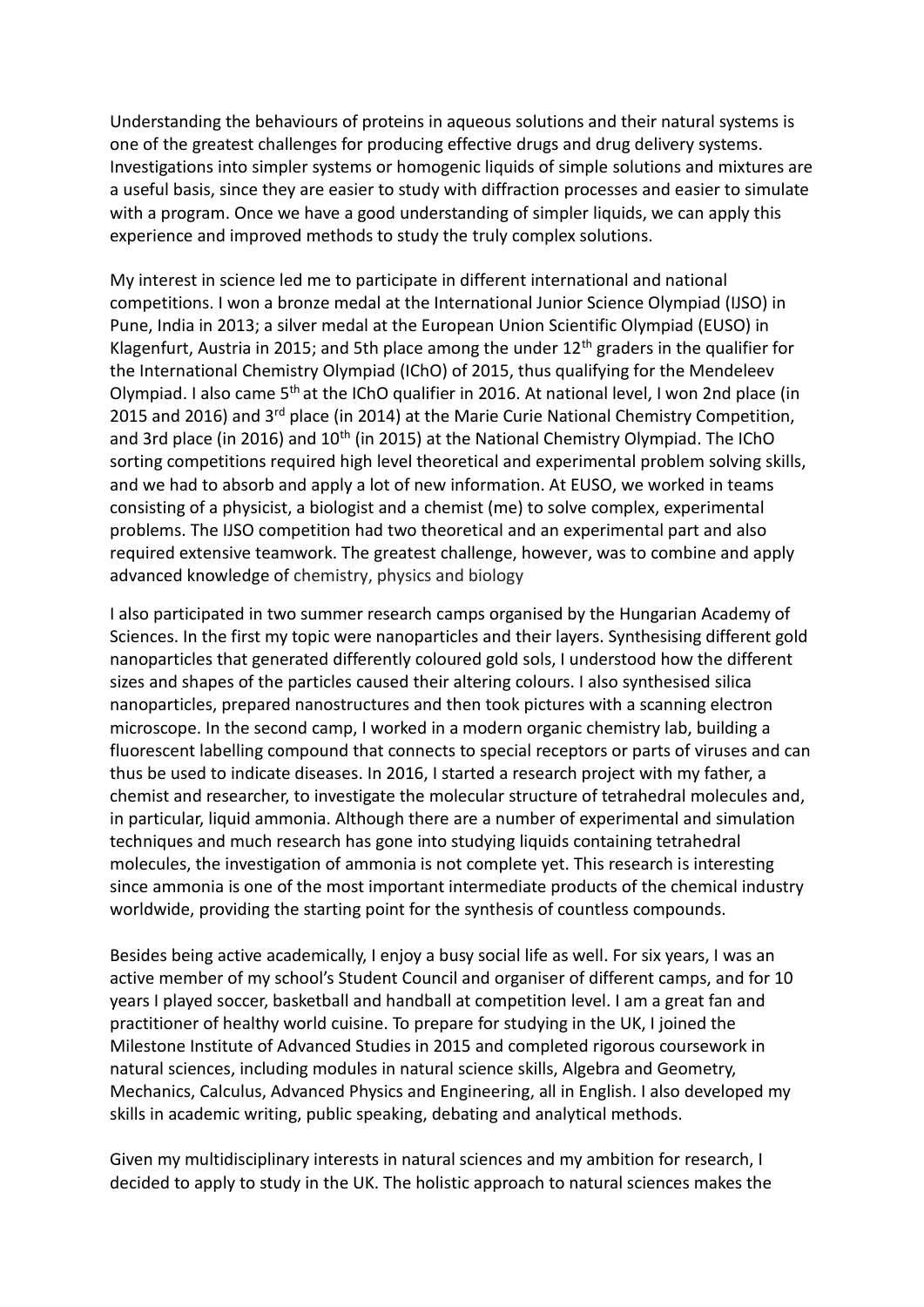Understanding the behaviours of proteins in aqueous solutions and their natural systems is one of the greatest challenges for producing effective drugs and drug delivery systems. Investigations into simpler systems or homogenic liquids of simple solutions and mixtures are a useful basis, since they are easier to study with diffraction processes and easier to simulate with a program. Once we have a good understanding of simpler liquids, we can apply this experience and improved methods to study the truly complex solutions.

My interest in science led me to participate in different international and national competitions. I won a bronze medal at the International Junior Science Olympiad (IJSO) in Pune, India in 2013; a silver medal at the European Union Scientific Olympiad (EUSO) in Klagenfurt, Austria in 2015; and 5th place among the under 12th graders in the qualifier for the International Chemistry Olympiad (IChO) of 2015, thus qualifying for the Mendeleev Olympiad. I also came 5th at the IChO qualifier in 2016. At national level, I won 2nd place (in 2015 and 2016) and 3rd place (in 2014) at the Marie Curie National Chemistry Competition, and 3rd place (in 2016) and 10th (in 2015) at the National Chemistry Olympiad. The IChO sorting competitions required high level theoretical and experimental problem solving skills, and we had to absorb and apply a lot of new information. At EUSO, we worked in teams consisting of a physicist, a biologist and a chemist (me) to solve complex, experimental problems. The IJSO competition had two theoretical and an experimental part and also required extensive teamwork. The greatest challenge, however, was to combine and apply advanced knowledge of chemistry, physics and biology

I also participated in two summer research camps organised by the Hungarian Academy of Sciences. In the first my topic were nanoparticles and their layers. Synthesising different gold nanoparticles that generated differently coloured gold sols, I understood how the different sizes and shapes of the particles caused their altering colours. I also synthesised silica nanoparticles, prepared nanostructures and then took pictures with a scanning electron microscope. In the second camp, I worked in a modern organic chemistry lab, building a fluorescent labelling compound that connects to special receptors or parts of viruses and can thus be used to indicate diseases. In 2016, I started a research project with my father, a chemist and researcher, to investigate the molecular structure of tetrahedral molecules and, in particular, liquid ammonia. Although there are a number of experimental and simulation techniques and much research has gone into studying liquids containing tetrahedral molecules, the investigation of ammonia is not complete yet. This research is interesting since ammonia is one of the most important intermediate products of the chemical industry worldwide, providing the starting point for the synthesis of countless compounds.

Besides being active academically, I enjoy a busy social life as well. For six years, I was an active member of my school's Student Council and organiser of different camps, and for 10 years I played soccer, basketball and handball at competition level. I am a great fan and practitioner of healthy world cuisine. To prepare for studying in the UK, I joined the Milestone Institute of Advanced Studies in 2015 and completed rigorous coursework in natural sciences, including modules in natural science skills, Algebra and Geometry, Mechanics, Calculus, Advanced Physics and Engineering, all in English. I also developed my skills in academic writing, public speaking, debating and analytical methods.

Given my multidisciplinary interests in natural sciences and my ambition for research, I decided to apply to study in the UK. The holistic approach to natural sciences makes the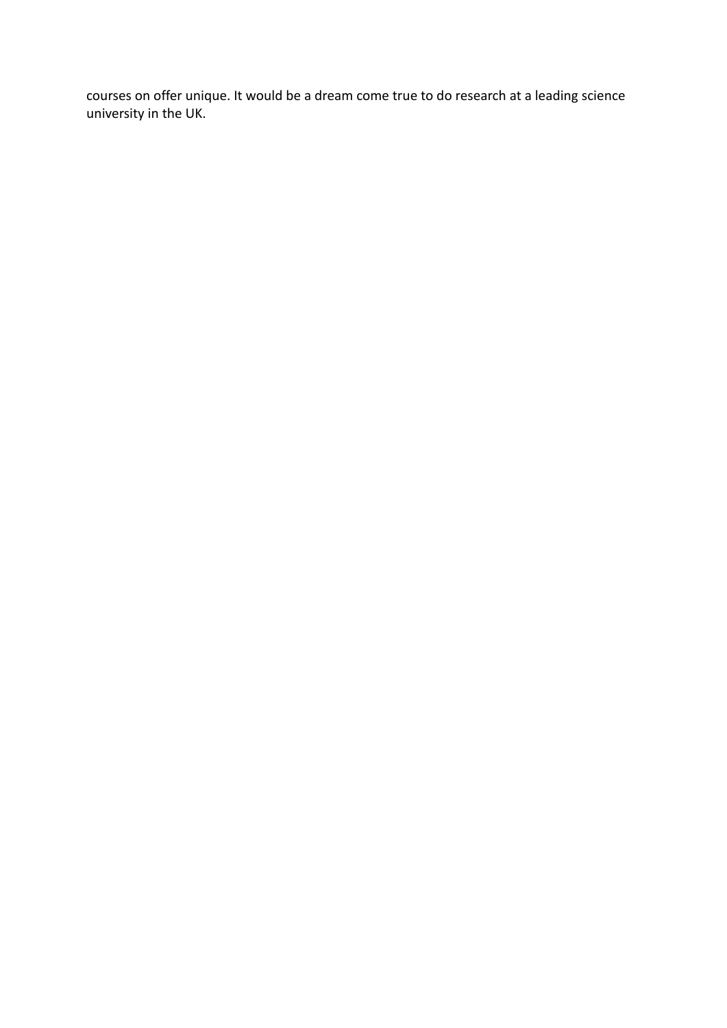courses on offer unique. It would be a dream come true to do research at a leading science university in the UK.